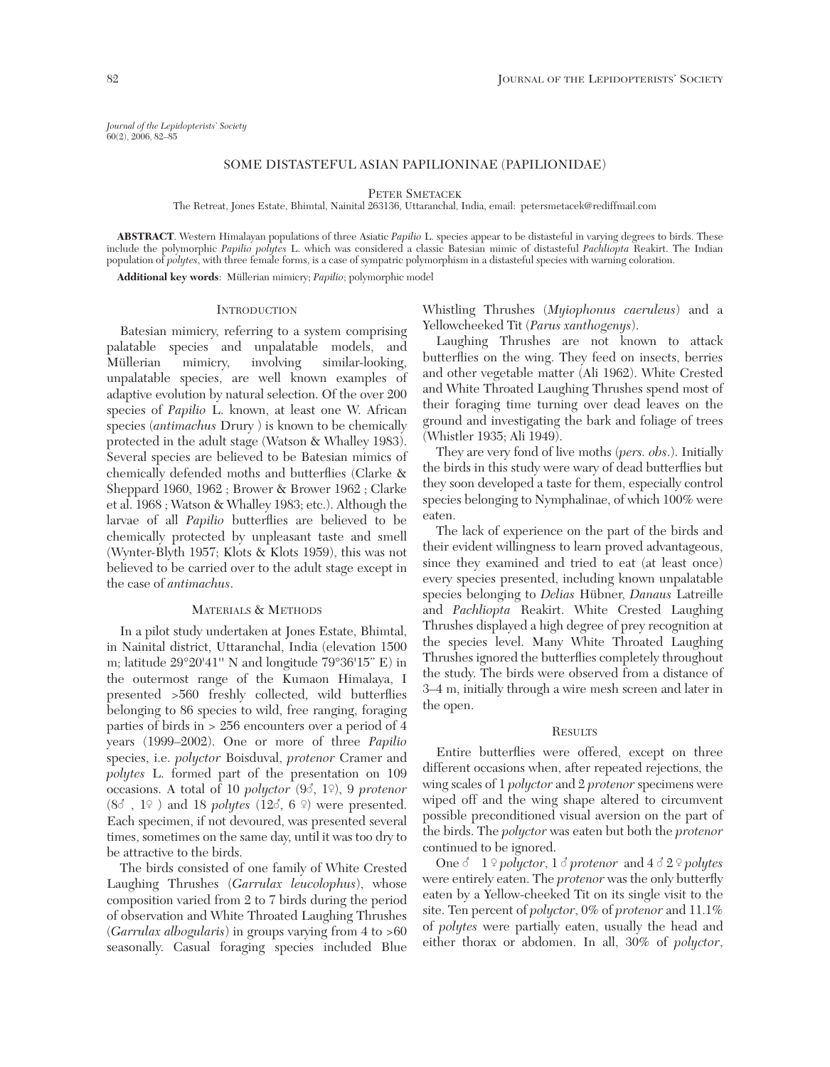*Journal of the Lepidopterists' Society*
60(2), 2006, 82–85

# SOME DISTASTEFUL ASIAN PAPILIONINAE (PAPILIONIDAE)

PETER SMETACEK

The Retreat, Jones Estate, Bhimtal, Nainital 263136, Uttaranchal, India, email: petersmetacek@rediffmail.com

**ABSTRACT**. Western Himalayan populations of three Asiatic *Papilio* L. species appear to be distasteful in varying degrees to birds. These include the polymorphic *Papilio polytes* L. which was considered a classic Batesian mimic of distasteful *Pachliopta* Reakirt. The Indian population of *polytes*, with three female forms, is a case of sympatric polymorphism in a distasteful species with warning coloration.

**Additional key words**: Müllerian mimicry; *Papilio*; polymorphic model

## INTRODUCTION

Batesian mimicry, referring to a system comprising palatable species and unpalatable models, and Müllerian mimicry, involving similar-looking, unpalatable species, are well known examples of adaptive evolution by natural selection. Of the over 200 species of *Papilio* L. known, at least one W. African species (*antimachus* Drury ) is known to be chemically protected in the adult stage (Watson & Whalley 1983). Several species are believed to be Batesian mimics of chemically defended moths and butterflies (Clarke & Sheppard 1960, 1962 ; Brower & Brower 1962 ; Clarke et al. 1968 ; Watson & Whalley 1983; etc.). Although the larvae of all *Papilio* butterflies are believed to be chemically protected by unpleasant taste and smell (Wynter-Blyth 1957; Klots & Klots 1959), this was not believed to be carried over to the adult stage except in the case of *antimachus*.

## MATERIALS & METHODS

In a pilot study undertaken at Jones Estate, Bhimtal, in Nainital district, Uttaranchal, India (elevation 1500 m; latitude 29°20'41'' N and longitude 79°36'15" E) in the outermost range of the Kumaon Himalaya, I presented >560 freshly collected, wild butterflies belonging to 86 species to wild, free ranging, foraging parties of birds in > 256 encounters over a period of 4 years (1999–2002). One or more of three *Papilio* species, i.e. *polyctor* Boisduval, *protenor* Cramer and *polytes* L. formed part of the presentation on 109 occasions. A total of 10 *polyctor* (9♂, 1♀), 9 *protenor* (8♂ , 1♀ ) and 18 *polytes* (12♂, 6 ♀) were presented. Each specimen, if not devoured, was presented several times, sometimes on the same day, until it was too dry to be attractive to the birds.

The birds consisted of one family of White Crested Laughing Thrushes (*Garrulax leucolophus*), whose composition varied from 2 to 7 birds during the period of observation and White Throated Laughing Thrushes (*Garrulax albogularis*) in groups varying from 4 to >60 seasonally. Casual foraging species included Blue Whistling Thrushes (*Myiophonus caeruleus*) and a Yellowcheeked Tit (*Parus xanthogenys*).

Laughing Thrushes are not known to attack butterflies on the wing. They feed on insects, berries and other vegetable matter (Ali 1962). White Crested and White Throated Laughing Thrushes spend most of their foraging time turning over dead leaves on the ground and investigating the bark and foliage of trees (Whistler 1935; Ali 1949).

They are very fond of live moths (*pers. obs.*). Initially the birds in this study were wary of dead butterflies but they soon developed a taste for them, especially control species belonging to Nymphalinae, of which 100% were eaten.

The lack of experience on the part of the birds and their evident willingness to learn proved advantageous, since they examined and tried to eat (at least once) every species presented, including known unpalatable species belonging to *Delias* Hübner, *Danaus* Latreille and *Pachliopta* Reakirt. White Crested Laughing Thrushes displayed a high degree of prey recognition at the species level. Many White Throated Laughing Thrushes ignored the butterflies completely throughout the study. The birds were observed from a distance of 3–4 m, initially through a wire mesh screen and later in the open.

## RESULTS

Entire butterflies were offered, except on three different occasions when, after repeated rejections, the wing scales of 1 *polyctor* and 2 *protenor* specimens were wiped off and the wing shape altered to circumvent possible preconditioned visual aversion on the part of the birds. The *polyctor* was eaten but both the *protenor* continued to be ignored.

One ♂ 1 ♀ *polyctor*, 1 ♂ *protenor* and 4 ♂ 2 ♀ *polytes* were entirely eaten. The *protenor* was the only butterfly eaten by a Yellow-cheeked Tit on its single visit to the site. Ten percent of *polyctor*, 0% of *protenor* and 11.1% of *polytes* were partially eaten, usually the head and either thorax or abdomen. In all, 30% of *polyctor*,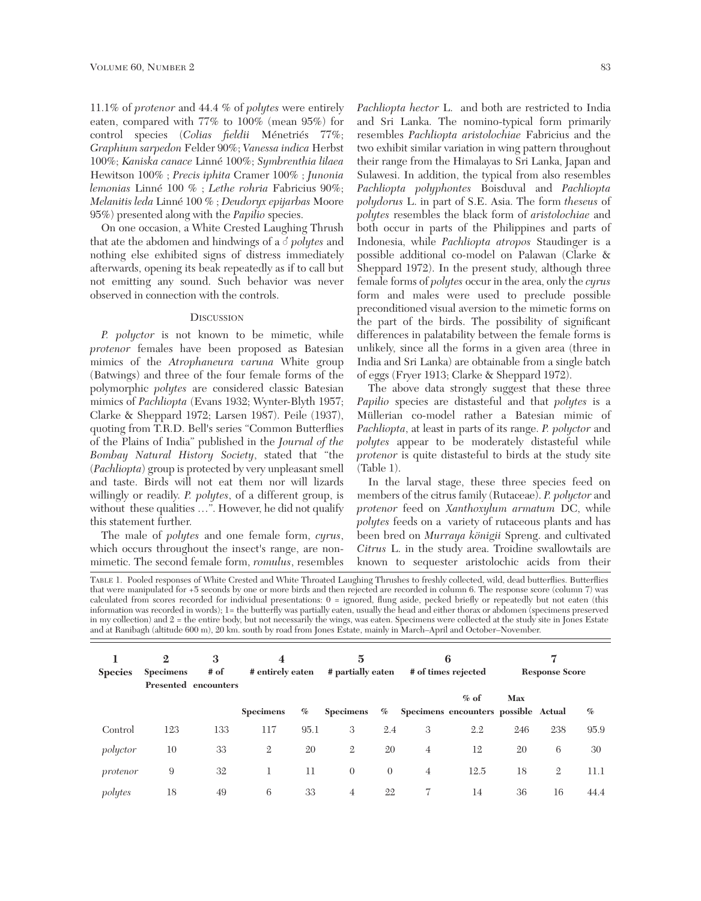11.1% of *protenor* and 44.4 % of *polytes* were entirely eaten, compared with 77% to 100% (mean 95%) for control species (*Colias fieldii* Ménétriés 77%; *Graphium sarpedon* Felder 90%; *Vanessa indica* Herbst 100%; *Kaniska canace* Linné 100%; *Symbrenthia lilaea* Hewitson 100% ; *Precis iphita* Cramer 100% ; *Junonia lemonias* Linné 100 % ; *Lethe rohria* Fabricius 90%; *Melanitis leda* Linné 100 % ; *Deudoryx epijarbas* Moore 95%) presented along with the *Papilio* species.

On one occasion, a White Crested Laughing Thrush that ate the abdomen and hindwings of a ♂ *polytes* and nothing else exhibited signs of distress immediately afterwards, opening its beak repeatedly as if to call but not emitting any sound. Such behavior was never observed in connection with the controls.

## Discussion

*P. polyctor* is not known to be mimetic, while *protenor* females have been proposed as Batesian mimics of the *Atrophaneura varuna* White group (Batwings) and three of the four female forms of the polymorphic *polytes* are considered classic Batesian mimics of *Pachliopta* (Evans 1932; Wynter-Blyth 1957; Clarke & Sheppard 1972; Larsen 1987). Peile (1937), quoting from T.R.D. Bell's series "Common Butterflies of the Plains of India" published in the *Journal of the Bombay Natural History Society*, stated that "the (*Pachliopta*) group is protected by very unpleasant smell and taste. Birds will not eat them nor will lizards willingly or readily. *P. polytes*, of a different group, is without these qualities …". However, he did not qualify this statement further.

The male of *polytes* and one female form, *cyrus*, which occurs throughout the insect's range, are non-mimetic. The second female form, *romulus*, resembles *Pachliopta hector* L. and both are restricted to India and Sri Lanka. The nomino-typical form primarily resembles *Pachliopta aristolochiae* Fabricius and the two exhibit similar variation in wing pattern throughout their range from the Himalayas to Sri Lanka, Japan and Sulawesi. In addition, the typical from also resembles *Pachliopta polyphontes* Boisduval and *Pachliopta polydorus* L. in part of S.E. Asia. The form *theseus* of *polytes* resembles the black form of *aristolochiae* and both occur in parts of the Philippines and parts of Indonesia, while *Pachliopta atropos* Staudinger is a possible additional co-model on Palawan (Clarke & Sheppard 1972). In the present study, although three female forms of *polytes* occur in the area, only the *cyrus* form and males were used to preclude possible preconditioned visual aversion to the mimetic forms on the part of the birds. The possibility of significant differences in palatability between the female forms is unlikely, since all the forms in a given area (three in India and Sri Lanka) are obtainable from a single batch of eggs (Fryer 1913; Clarke & Sheppard 1972).

The above data strongly suggest that these three *Papilio* species are distasteful and that *polytes* is a Müllerian co-model rather a Batesian mimic of *Pachliopta*, at least in parts of its range. *P. polyctor* and *polytes* appear to be moderately distasteful while *protenor* is quite distasteful to birds at the study site (Table 1).

In the larval stage, these three species feed on members of the citrus family (Rutaceae). *P. polyctor* and *protenor* feed on *Xanthoxylum armatum* DC, while *polytes* feeds on a variety of rutaceous plants and has been bred on *Murraya königii* Spreng. and cultivated *Citrus* L. in the study area. Troidine swallowtails are known to sequester aristolochic acids from their

Table 1. Pooled responses of White Crested and White Throated Laughing Thrushes to freshly collected, wild, dead butterflies. Butterflies that were manipulated for +5 seconds by one or more birds and then rejected are recorded in column 6. The response score (column 7) was calculated from scores recorded for individual presentations: 0 = ignored, flung aside, pecked briefly or repeatedly but not eaten (this information was recorded in words); 1= the butterfly was partially eaten, usually the head and either thorax or abdomen (specimens preserved in my collection) and 2 = the entire body, but not necessarily the wings, was eaten. Specimens were collected at the study site in Jones Estate and at Ranibagh (altitude 600 m), 20 km. south by road from Jones Estate, mainly in March–April and October–November.

| 1 Species | 2 Specimens Presented | 3 # of encounters | 4 # entirely eaten | | 5 # partially eaten | | 6 # of times rejected | | 7 Response Score | | |
|---|---|---|---|---|---|---|---|---|---|---|---|
| | | | Specimens | % | Specimens | % | Specimens | % of encounters | Max possible | Actual | % |
| Control | 123 | 133 | 117 | 95.1 | 3 | 2.4 | 3 | 2.2 | 246 | 238 | 95.9 |
| *polyctor* | 10 | 33 | 2 | 20 | 2 | 20 | 4 | 12 | 20 | 6 | 30 |
| *protenor* | 9 | 32 | 1 | 11 | 0 | 0 | 4 | 12.5 | 18 | 2 | 11.1 |
| *polytes* | 18 | 49 | 6 | 33 | 4 | 22 | 7 | 14 | 36 | 16 | 44.4 |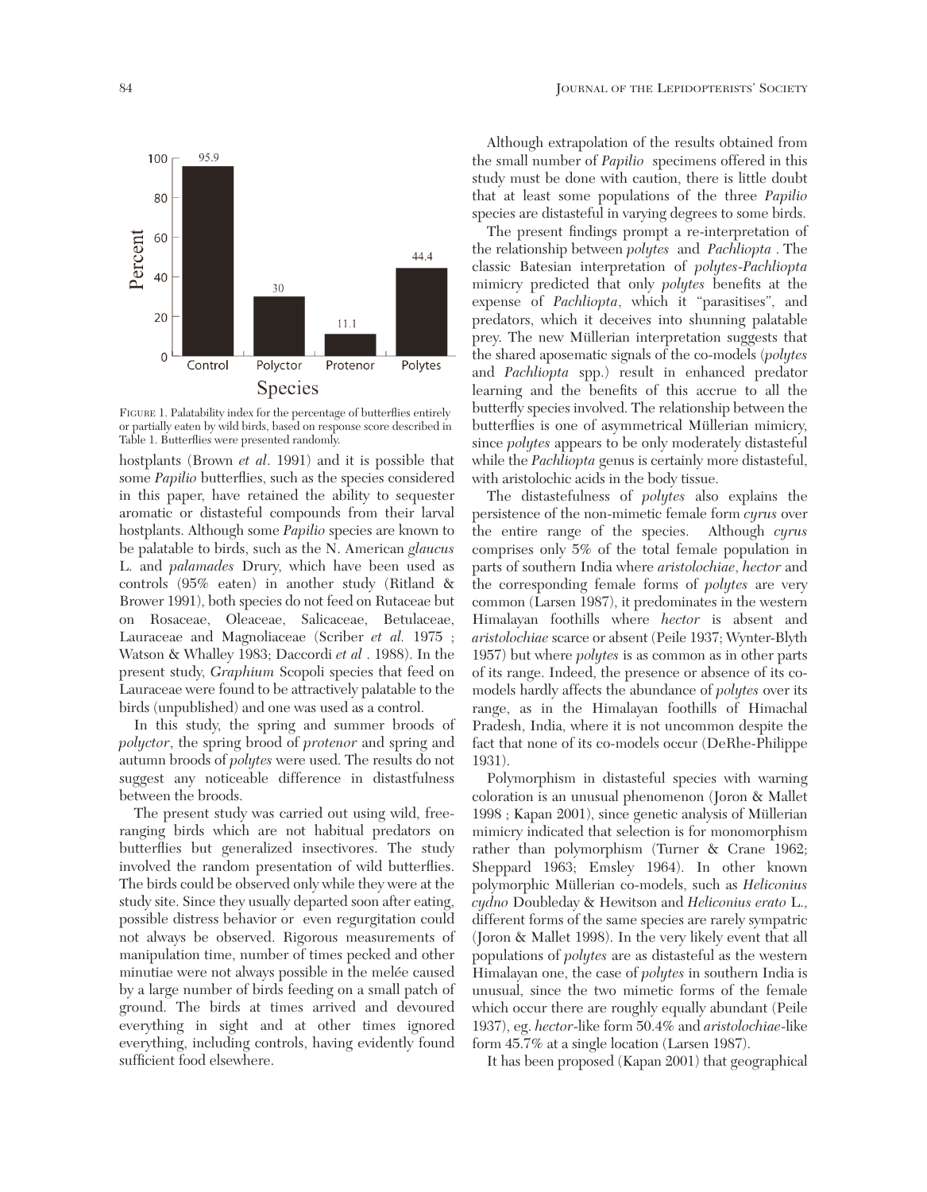FIGURE 1. Palatability index for the percentage of butterflies entirely or partially eaten by wild birds, based on response score described in Table 1. Butterflies were presented randomly.

hostplants (Brown *et al*. 1991) and it is possible that some *Papilio* butterflies, such as the species considered in this paper, have retained the ability to sequester aromatic or distasteful compounds from their larval hostplants. Although some *Papilio* species are known to be palatable to birds, such as the N. American *glaucus* L. and *palamades* Drury, which have been used as controls (95% eaten) in another study (Ritland & Brower 1991), both species do not feed on Rutaceae but on Rosaceae, Oleaceae, Salicaceae, Betulaceae, Lauraceae and Magnoliaceae (Scriber *et al.* 1975 ; Watson & Whalley 1983; Daccordi *et al* . 1988). In the present study, *Graphium* Scopoli species that feed on Lauraceae were found to be attractively palatable to the birds (unpublished) and one was used as a control.

In this study, the spring and summer broods of *polyctor*, the spring brood of *protenor* and spring and autumn broods of *polytes* were used. The results do not suggest any noticeable difference in distastfulness between the broods.

The present study was carried out using wild, free-ranging birds which are not habitual predators on butterflies but generalized insectivores. The study involved the random presentation of wild butterflies. The birds could be observed only while they were at the study site. Since they usually departed soon after eating, possible distress behavior or even regurgitation could not always be observed. Rigorous measurements of manipulation time, number of times pecked and other minutiae were not always possible in the melée caused by a large number of birds feeding on a small patch of ground. The birds at times arrived and devoured everything in sight and at other times ignored everything, including controls, having evidently found sufficient food elsewhere.

Although extrapolation of the results obtained from the small number of *Papilio* specimens offered in this study must be done with caution, there is little doubt that at least some populations of the three *Papilio* species are distasteful in varying degrees to some birds.

The present findings prompt a re-interpretation of the relationship between *polytes* and *Pachliopta* . The classic Batesian interpretation of *polytes-Pachliopta* mimicry predicted that only *polytes* benefits at the expense of *Pachliopta*, which it "parasitises", and predators, which it deceives into shunning palatable prey. The new Müllerian interpretation suggests that the shared aposematic signals of the co-models (*polytes* and *Pachliopta* spp.) result in enhanced predator learning and the benefits of this accrue to all the butterfly species involved. The relationship between the butterflies is one of asymmetrical Müllerian mimicry, since *polytes* appears to be only moderately distasteful while the *Pachliopta* genus is certainly more distasteful, with aristolochic acids in the body tissue.

The distastefulness of *polytes* also explains the persistence of the non-mimetic female form *cyrus* over the entire range of the species. Although *cyrus* comprises only 5% of the total female population in parts of southern India where *aristolochiae*, *hector* and the corresponding female forms of *polytes* are very common (Larsen 1987), it predominates in the western Himalayan foothills where *hector* is absent and *aristolochiae* scarce or absent (Peile 1937; Wynter-Blyth 1957) but where *polytes* is as common as in other parts of its range. Indeed, the presence or absence of its co-models hardly affects the abundance of *polytes* over its range, as in the Himalayan foothills of Himachal Pradesh, India, where it is not uncommon despite the fact that none of its co-models occur (DeRhe-Philippe 1931).

Polymorphism in distasteful species with warning coloration is an unusual phenomenon (Joron & Mallet 1998 ; Kapan 2001), since genetic analysis of Müllerian mimicry indicated that selection is for monomorphism rather than polymorphism (Turner & Crane 1962; Sheppard 1963; Emsley 1964). In other known polymorphic Müllerian co-models, such as *Heliconius cydno* Doubleday & Hewitson and *Heliconius erato* L., different forms of the same species are rarely sympatric (Joron & Mallet 1998). In the very likely event that all populations of *polytes* are as distasteful as the western Himalayan one, the case of *polytes* in southern India is unusual, since the two mimetic forms of the female which occur there are roughly equally abundant (Peile 1937), eg. *hector*-like form 50.4% and *aristolochiae*-like form 45.7% at a single location (Larsen 1987).

It has been proposed (Kapan 2001) that geographical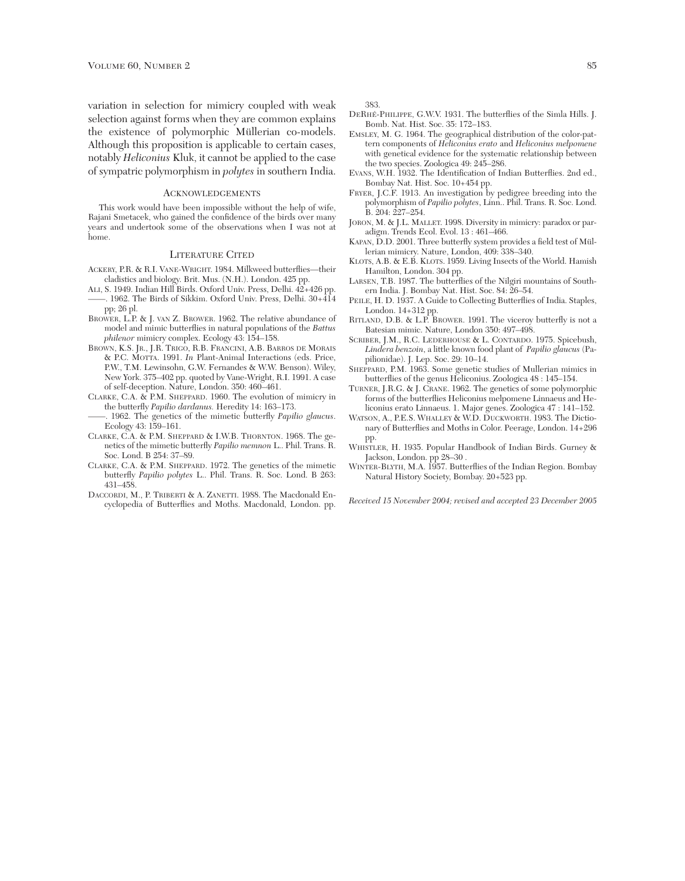variation in selection for mimicry coupled with weak selection against forms when they are common explains the existence of polymorphic Müllerian co-models. Although this proposition is applicable to certain cases, notably *Heliconius* Kluk, it cannot be applied to the case of sympatric polymorphism in *polytes* in southern India.

## Acknowledgements

This work would have been impossible without the help of wife, Rajani Smetacek, who gained the confidence of the birds over many years and undertook some of the observations when I was not at home.

## Literature Cited

Ackery, P.R. & R.I. Vane-Wright. 1984. Milkweed butterflies—their cladistics and biology. Brit. Mus. (N.H.). London. 425 pp.

Ali, S. 1949. Indian Hill Birds. Oxford Univ. Press, Delhi. 42+426 pp.

——. 1962. The Birds of Sikkim. Oxford Univ. Press, Delhi. 30+414 pp; 26 pl.

Brower, L.P. & J. van Z. Brower. 1962. The relative abundance of model and mimic butterflies in natural populations of the *Battus philenor* mimicry complex. Ecology 43: 154–158.

Brown, K.S. Jr., J.R. Trigo, R.B. Francini, A.B. Barros de Morais & P.C. Motta. 1991. *In* Plant-Animal Interactions (eds. Price, P.W., T.M. Lewinsohn, G.W. Fernandes & W.W. Benson). Wiley, New York. 375–402 pp. quoted by Vane-Wright, R.I. 1991. A case of self-deception. Nature, London. 350: 460–461.

Clarke, C.A. & P.M. Sheppard. 1960. The evolution of mimicry in the butterfly *Papilio dardanus.* Heredity 14: 163–173.

——. 1962. The genetics of the mimetic butterfly *Papilio glaucus*. Ecology 43: 159–161.

Clarke, C.A. & P.M. Sheppard & I.W.B. Thornton. 1968. The genetics of the mimetic butterfly *Papilio memnon* L.. Phil. Trans. R. Soc. Lond. B 254: 37–89.

Clarke, C.A. & P.M. Sheppard. 1972. The genetics of the mimetic butterfly *Papilio polytes* L.. Phil. Trans. R. Soc. Lond. B 263: 431–458.

Daccordi, M., P. Triberti & A. Zanetti. 1988. The Macdonald Encyclopedia of Butterflies and Moths. Macdonald, London. pp. 383.

DeRhé-Philippe, G.W.V. 1931. The butterflies of the Simla Hills. J. Bomb. Nat. Hist. Soc. 35: 172–183.

Emsley, M. G. 1964. The geographical distribution of the color-pattern components of *Heliconius erato* and *Heliconius melpomene* with genetical evidence for the systematic relationship between the two species. Zoologica 49: 245–286.

Evans, W.H. 1932. The Identification of Indian Butterflies. 2nd ed., Bombay Nat. Hist. Soc. 10+454 pp.

Fryer, J.C.F. 1913. An investigation by pedigree breeding into the polymorphism of *Papilio polytes*, Linn.. Phil. Trans. R. Soc. Lond. B. 204: 227–254.

Joron, M. & J.L. Mallet. 1998. Diversity in mimicry: paradox or paradigm. Trends Ecol. Evol. 13 : 461–466.

Kapan, D.D. 2001. Three butterfly system provides a field test of Müllerian mimicry. Nature, London, 409: 338–340.

Klots, A.B. & E.B. Klots. 1959. Living Insects of the World. Hamish Hamilton, London. 304 pp.

Larsen, T.B. 1987. The butterflies of the Nilgiri mountains of Southern India. J. Bombay Nat. Hist. Soc. 84: 26–54.

Peile, H. D. 1937. A Guide to Collecting Butterflies of India. Staples, London. 14+312 pp.

Ritland, D.B. & L.P. Brower. 1991. The viceroy butterfly is not a Batesian mimic. Nature, London 350: 497–498.

Scriber, J.M., R.C. Lederhouse & L. Contardo. 1975. Spicebush, *Lindera benzoin*, a little known food plant of *Papilio glaucus* (Papilionidae). J. Lep. Soc. 29: 10–14.

Sheppard, P.M. 1963. Some genetic studies of Mullerian mimics in butterflies of the genus Heliconius. Zoologica 48 : 145–154.

Turner, J.R.G. & J. Crane. 1962. The genetics of some polymorphic forms of the butterflies Heliconius melpomene Linnaeus and Heliconius erato Linnaeus. 1. Major genes. Zoologica 47 : 141–152.

Watson, A., P.E.S. Whalley & W.D. Duckworth. 1983. The Dictionary of Butterflies and Moths in Color. Peerage, London. 14+296 pp.

Whistler, H. 1935. Popular Handbook of Indian Birds. Gurney & Jackson, London. pp 28–30 .

Winter-Blyth, M.A. 1957. Butterflies of the Indian Region. Bombay Natural History Society, Bombay. 20+523 pp.

*Received 15 November 2004; revised and accepted 23 December 2005*